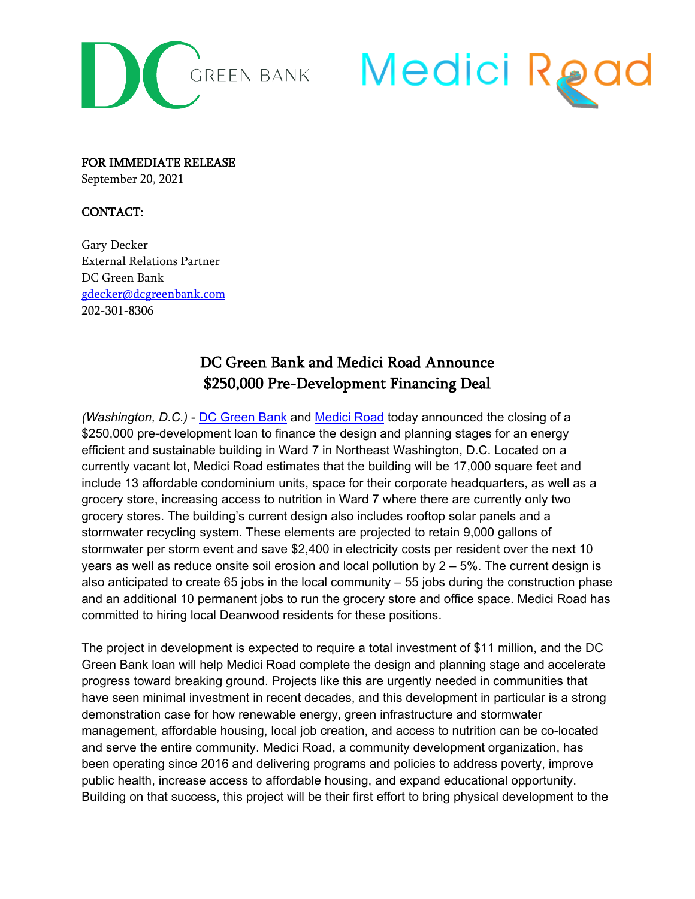DC GREEN BANK

Medici Road

**FOR IMMEDIATE RELEASE**
September 20, 2021

**CONTACT:**

Gary Decker
External Relations Partner
DC Green Bank
gdecker@dcgreenbank.com
202-301-8306

## DC Green Bank and Medici Road Announce $250,000 Pre-Development Financing Deal

*(Washington, D.C.)* - DC Green Bank and Medici Road today announced the closing of a $250,000 pre-development loan to finance the design and planning stages for an energy efficient and sustainable building in Ward 7 in Northeast Washington, D.C. Located on a currently vacant lot, Medici Road estimates that the building will be 17,000 square feet and include 13 affordable condominium units, space for their corporate headquarters, as well as a grocery store, increasing access to nutrition in Ward 7 where there are currently only two grocery stores. The building's current design also includes rooftop solar panels and a stormwater recycling system. These elements are projected to retain 9,000 gallons of stormwater per storm event and save $2,400 in electricity costs per resident over the next 10 years as well as reduce onsite soil erosion and local pollution by 2 – 5%. The current design is also anticipated to create 65 jobs in the local community – 55 jobs during the construction phase and an additional 10 permanent jobs to run the grocery store and office space. Medici Road has committed to hiring local Deanwood residents for these positions.

The project in development is expected to require a total investment of $11 million, and the DC Green Bank loan will help Medici Road complete the design and planning stage and accelerate progress toward breaking ground. Projects like this are urgently needed in communities that have seen minimal investment in recent decades, and this development in particular is a strong demonstration case for how renewable energy, green infrastructure and stormwater management, affordable housing, local job creation, and access to nutrition can be co-located and serve the entire community. Medici Road, a community development organization, has been operating since 2016 and delivering programs and policies to address poverty, improve public health, increase access to affordable housing, and expand educational opportunity. Building on that success, this project will be their first effort to bring physical development to the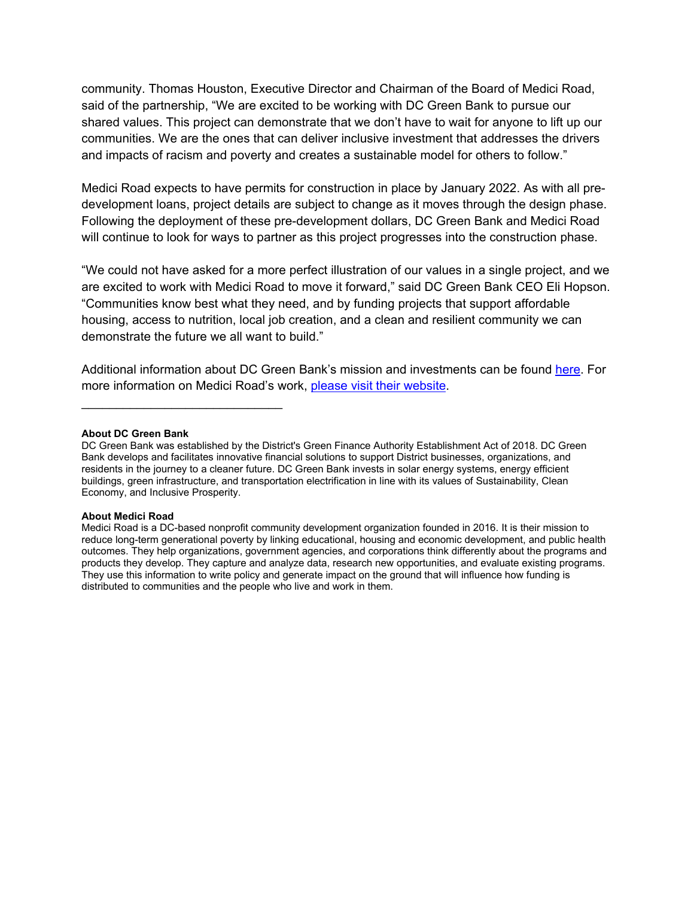community. Thomas Houston, Executive Director and Chairman of the Board of Medici Road, said of the partnership, "We are excited to be working with DC Green Bank to pursue our shared values. This project can demonstrate that we don't have to wait for anyone to lift up our communities. We are the ones that can deliver inclusive investment that addresses the drivers and impacts of racism and poverty and creates a sustainable model for others to follow."

Medici Road expects to have permits for construction in place by January 2022. As with all pre-development loans, project details are subject to change as it moves through the design phase. Following the deployment of these pre-development dollars, DC Green Bank and Medici Road will continue to look for ways to partner as this project progresses into the construction phase.

"We could not have asked for a more perfect illustration of our values in a single project, and we are excited to work with Medici Road to move it forward," said DC Green Bank CEO Eli Hopson. "Communities know best what they need, and by funding projects that support affordable housing, access to nutrition, local job creation, and a clean and resilient community we can demonstrate the future we all want to build."

Additional information about DC Green Bank's mission and investments can be found here. For more information on Medici Road's work, please visit their website.

---

**About DC Green Bank**

DC Green Bank was established by the District's Green Finance Authority Establishment Act of 2018. DC Green Bank develops and facilitates innovative financial solutions to support District businesses, organizations, and residents in the journey to a cleaner future. DC Green Bank invests in solar energy systems, energy efficient buildings, green infrastructure, and transportation electrification in line with its values of Sustainability, Clean Economy, and Inclusive Prosperity.

**About Medici Road**

Medici Road is a DC-based nonprofit community development organization founded in 2016. It is their mission to reduce long-term generational poverty by linking educational, housing and economic development, and public health outcomes. They help organizations, government agencies, and corporations think differently about the programs and products they develop. They capture and analyze data, research new opportunities, and evaluate existing programs. They use this information to write policy and generate impact on the ground that will influence how funding is distributed to communities and the people who live and work in them.